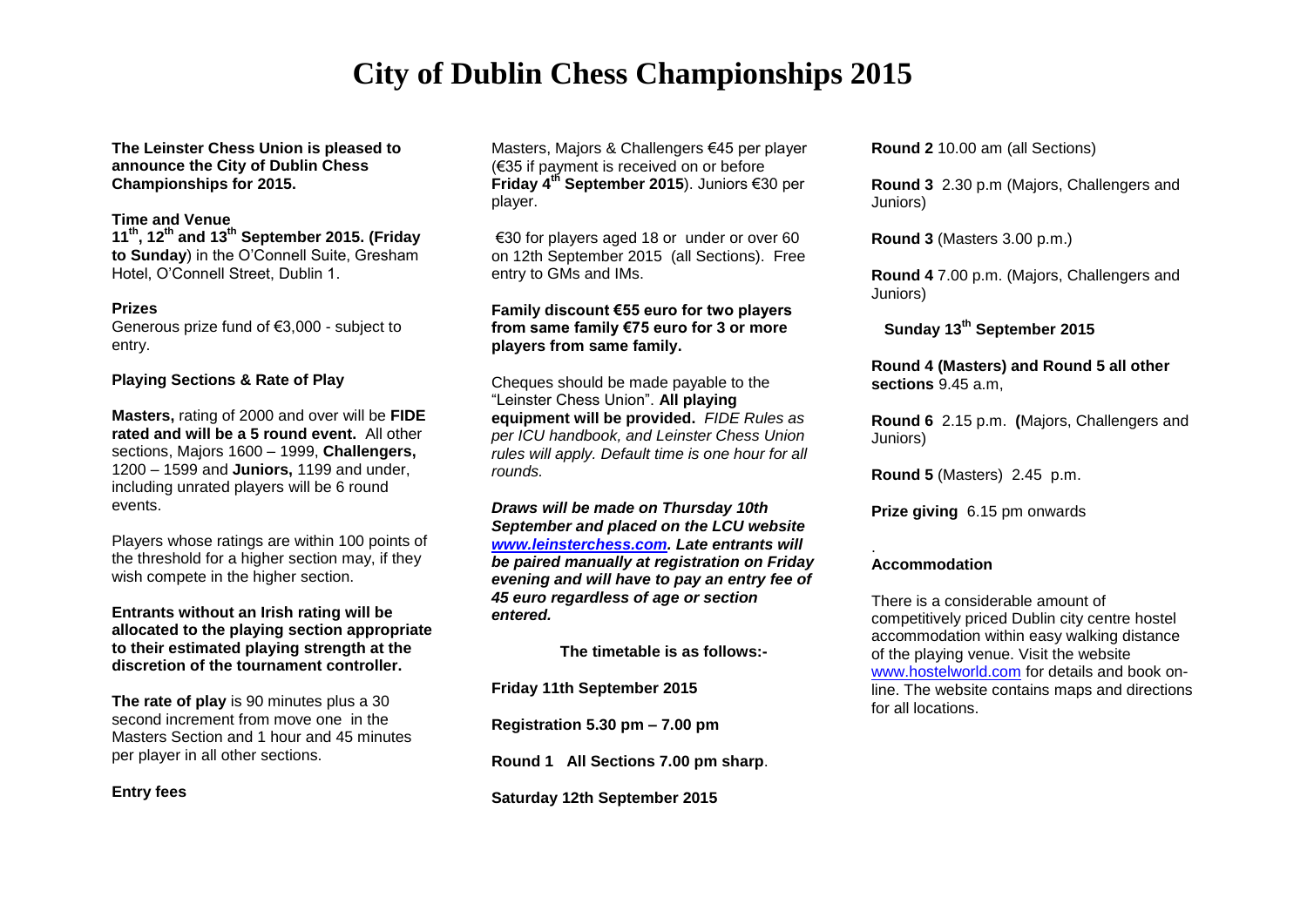# City of Dublin Chess Championships 2015

**The Leinster Chess Union is pleased to announce the City of Dublin Chess Championships for 2015.**

**Time and Venue**

**11th, 12th and 13th September 2015. (Friday to Sunday**) in the O'Connell Suite, Gresham Hotel, O'Connell Street, Dublin 1.

**Prizes**

Generous prize fund of €3,000 - subject to entry.

**Playing Sections & Rate of Play**

**Masters,** rating of 2000 and over will be **FIDE rated and will be a 5 round event.** All other sections, Majors 1600 – 1999, **Challengers,** 1200 – 1599 and **Juniors,** 1199 and under, including unrated players will be 6 round events.

Players whose ratings are within 100 points of the threshold for a higher section may, if they wish compete in the higher section.

**Entrants without an Irish rating will be allocated to the playing section appropriate to their estimated playing strength at the discretion of the tournament controller.**

**The rate of play** is 90 minutes plus a 30 second increment from move one in the Masters Section and 1 hour and 45 minutes per player in all other sections.

**Entry fees**

Masters, Majors & Challengers €45 per player (€35 if payment is received on or before **Friday 4th September 2015**). Juniors €30 per player.

€30 for players aged 18 or under or over 60 on 12th September 2015 (all Sections). Free entry to GMs and IMs.

**Family discount €55 euro for two players from same family €75 euro for 3 or more players from same family.**

Cheques should be made payable to the "Leinster Chess Union". **All playing equipment will be provided.** *FIDE Rules as per ICU handbook, and Leinster Chess Union rules will apply. Default time is one hour for all rounds.*

***Draws will be made on Thursday 10th September and placed on the LCU website [www.leinsterchess.com](www.leinsterchess.com). Late entrants will be paired manually at registration on Friday evening and will have to pay an entry fee of 45 euro regardless of age or section entered.***

**The timetable is as follows:-**

**Friday 11th September 2015**

**Registration 5.30 pm – 7.00 pm**

**Round 1 All Sections 7.00 pm sharp**.

**Saturday 12th September 2015**

**Round 2** 10.00 am (all Sections)

**Round 3** 2.30 p.m (Majors, Challengers and Juniors)

**Round 3** (Masters 3.00 p.m.)

**Round 4** 7.00 p.m. (Majors, Challengers and Juniors)

**Sunday 13th September 2015**

**Round 4 (Masters) and Round 5 all other sections** 9.45 a.m,

**Round 6** 2.15 p.m. **(**Majors, Challengers and Juniors)

**Round 5** (Masters) 2.45 p.m.

**Prize giving** 6.15 pm onwards

**Accommodation**

There is a considerable amount of competitively priced Dublin city centre hostel accommodation within easy walking distance of the playing venue. Visit the website [www.hostelworld.com](www.hostelworld.com) for details and book on-line. The website contains maps and directions for all locations.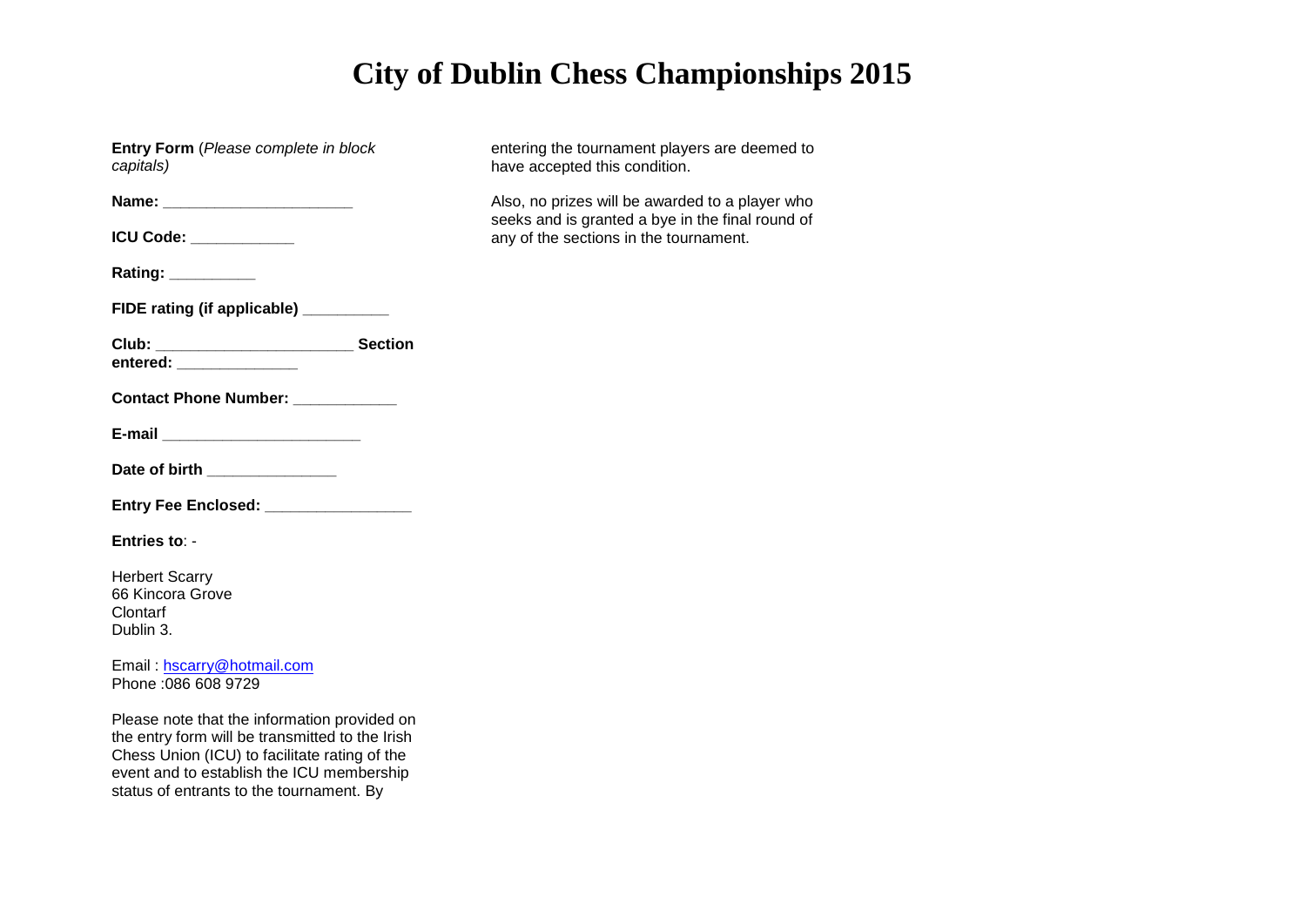# City of Dublin Chess Championships 2015

**Entry Form** (*Please complete in block capitals)*

**Name:** ______________________

**ICU Code:** ____________

**Rating:** __________

**FIDE rating (if applicable)** __________

**Club:** _______________________ **Section entered:** ______________

**Contact Phone Number:** ____________

**E-mail** _______________________

**Date of birth** _______________

**Entry Fee Enclosed:** _________________

**Entries to**: -

Herbert Scarry
66 Kincora Grove
Clontarf
Dublin 3.

Email : hscarry@hotmail.com
Phone :086 608 9729

Please note that the information provided on the entry form will be transmitted to the Irish Chess Union (ICU) to facilitate rating of the event and to establish the ICU membership status of entrants to the tournament. By entering the tournament players are deemed to have accepted this condition.

Also, no prizes will be awarded to a player who seeks and is granted a bye in the final round of any of the sections in the tournament.